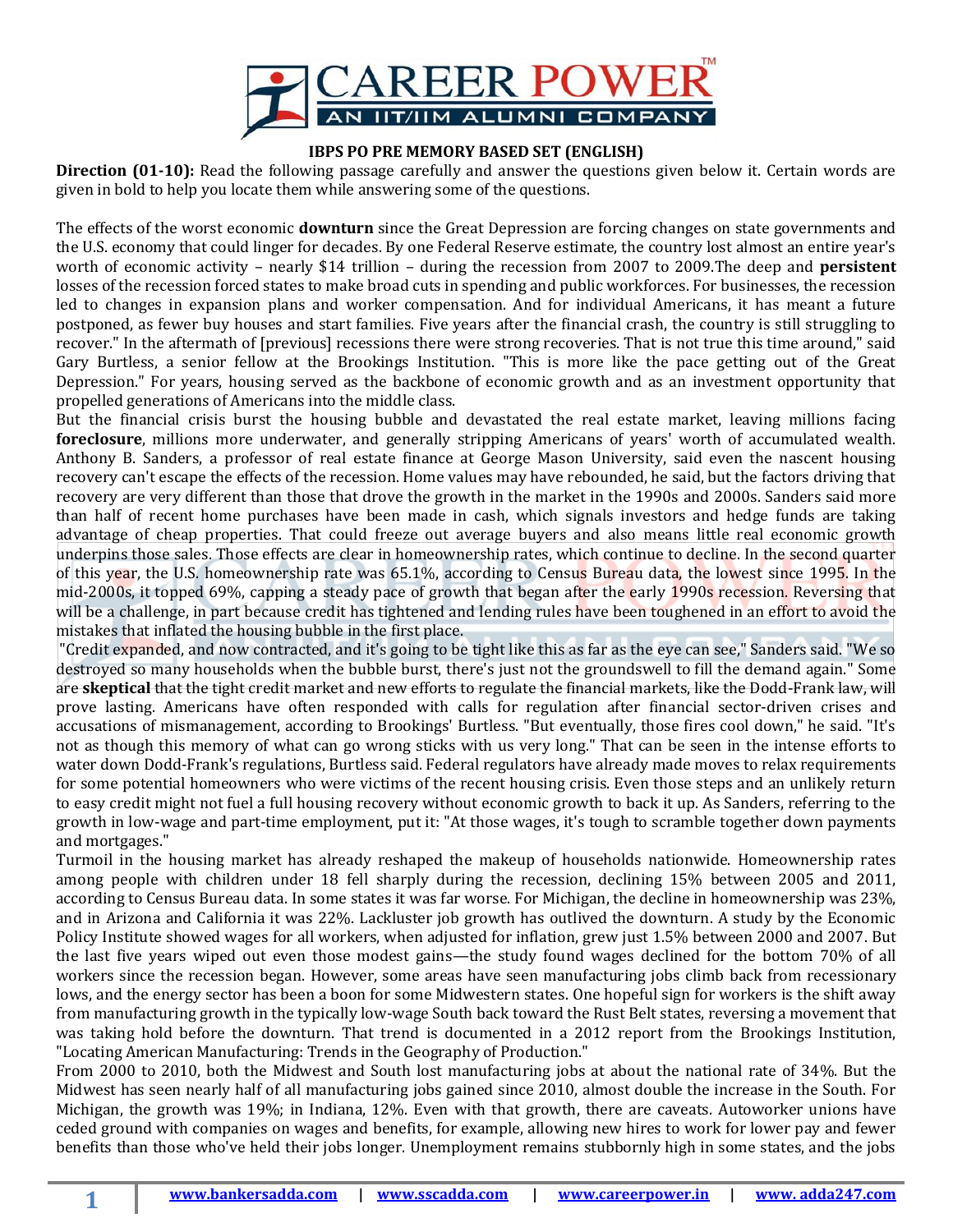## IBPS PO PRE MEMORY BASED SET (ENGLISH)

**Direction (01-10):** Read the following passage carefully and answer the questions given below it. Certain words are given in bold to help you locate them while answering some of the questions.

The effects of the worst economic **downturn** since the Great Depression are forcing changes on state governments and the U.S. economy that could linger for decades. By one Federal Reserve estimate, the country lost almost an entire year's worth of economic activity – nearly $14 trillion – during the recession from 2007 to 2009.The deep and **persistent** losses of the recession forced states to make broad cuts in spending and public workforces. For businesses, the recession led to changes in expansion plans and worker compensation. And for individual Americans, it has meant a future postponed, as fewer buy houses and start families. Five years after the financial crash, the country is still struggling to recover." In the aftermath of [previous] recessions there were strong recoveries. That is not true this time around," said Gary Burtless, a senior fellow at the Brookings Institution. "This is more like the pace getting out of the Great Depression." For years, housing served as the backbone of economic growth and as an investment opportunity that propelled generations of Americans into the middle class.

But the financial crisis burst the housing bubble and devastated the real estate market, leaving millions facing **foreclosure**, millions more underwater, and generally stripping Americans of years' worth of accumulated wealth. Anthony B. Sanders, a professor of real estate finance at George Mason University, said even the nascent housing recovery can't escape the effects of the recession. Home values may have rebounded, he said, but the factors driving that recovery are very different than those that drove the growth in the market in the 1990s and 2000s. Sanders said more than half of recent home purchases have been made in cash, which signals investors and hedge funds are taking advantage of cheap properties. That could freeze out average buyers and also means little real economic growth underpins those sales. Those effects are clear in homeownership rates, which continue to decline. In the second quarter of this year, the U.S. homeownership rate was 65.1%, according to Census Bureau data, the lowest since 1995. In the mid-2000s, it topped 69%, capping a steady pace of growth that began after the early 1990s recession. Reversing that will be a challenge, in part because credit has tightened and lending rules have been toughened in an effort to avoid the mistakes that inflated the housing bubble in the first place.

"Credit expanded, and now contracted, and it's going to be tight like this as far as the eye can see," Sanders said. "We so destroyed so many households when the bubble burst, there's just not the groundswell to fill the demand again." Some are **skeptical** that the tight credit market and new efforts to regulate the financial markets, like the Dodd-Frank law, will prove lasting. Americans have often responded with calls for regulation after financial sector-driven crises and accusations of mismanagement, according to Brookings' Burtless. "But eventually, those fires cool down," he said. "It's not as though this memory of what can go wrong sticks with us very long." That can be seen in the intense efforts to water down Dodd-Frank's regulations, Burtless said. Federal regulators have already made moves to relax requirements for some potential homeowners who were victims of the recent housing crisis. Even those steps and an unlikely return to easy credit might not fuel a full housing recovery without economic growth to back it up. As Sanders, referring to the growth in low-wage and part-time employment, put it: "At those wages, it's tough to scramble together down payments and mortgages."

Turmoil in the housing market has already reshaped the makeup of households nationwide. Homeownership rates among people with children under 18 fell sharply during the recession, declining 15% between 2005 and 2011, according to Census Bureau data. In some states it was far worse. For Michigan, the decline in homeownership was 23%, and in Arizona and California it was 22%. Lackluster job growth has outlived the downturn. A study by the Economic Policy Institute showed wages for all workers, when adjusted for inflation, grew just 1.5% between 2000 and 2007. But the last five years wiped out even those modest gains—the study found wages declined for the bottom 70% of all workers since the recession began. However, some areas have seen manufacturing jobs climb back from recessionary lows, and the energy sector has been a boon for some Midwestern states. One hopeful sign for workers is the shift away from manufacturing growth in the typically low-wage South back toward the Rust Belt states, reversing a movement that was taking hold before the downturn. That trend is documented in a 2012 report from the Brookings Institution, "Locating American Manufacturing: Trends in the Geography of Production."

From 2000 to 2010, both the Midwest and South lost manufacturing jobs at about the national rate of 34%. But the Midwest has seen nearly half of all manufacturing jobs gained since 2010, almost double the increase in the South. For Michigan, the growth was 19%; in Indiana, 12%. Even with that growth, there are caveats. Autoworker unions have ceded ground with companies on wages and benefits, for example, allowing new hires to work for lower pay and fewer benefits than those who've held their jobs longer. Unemployment remains stubbornly high in some states, and the jobs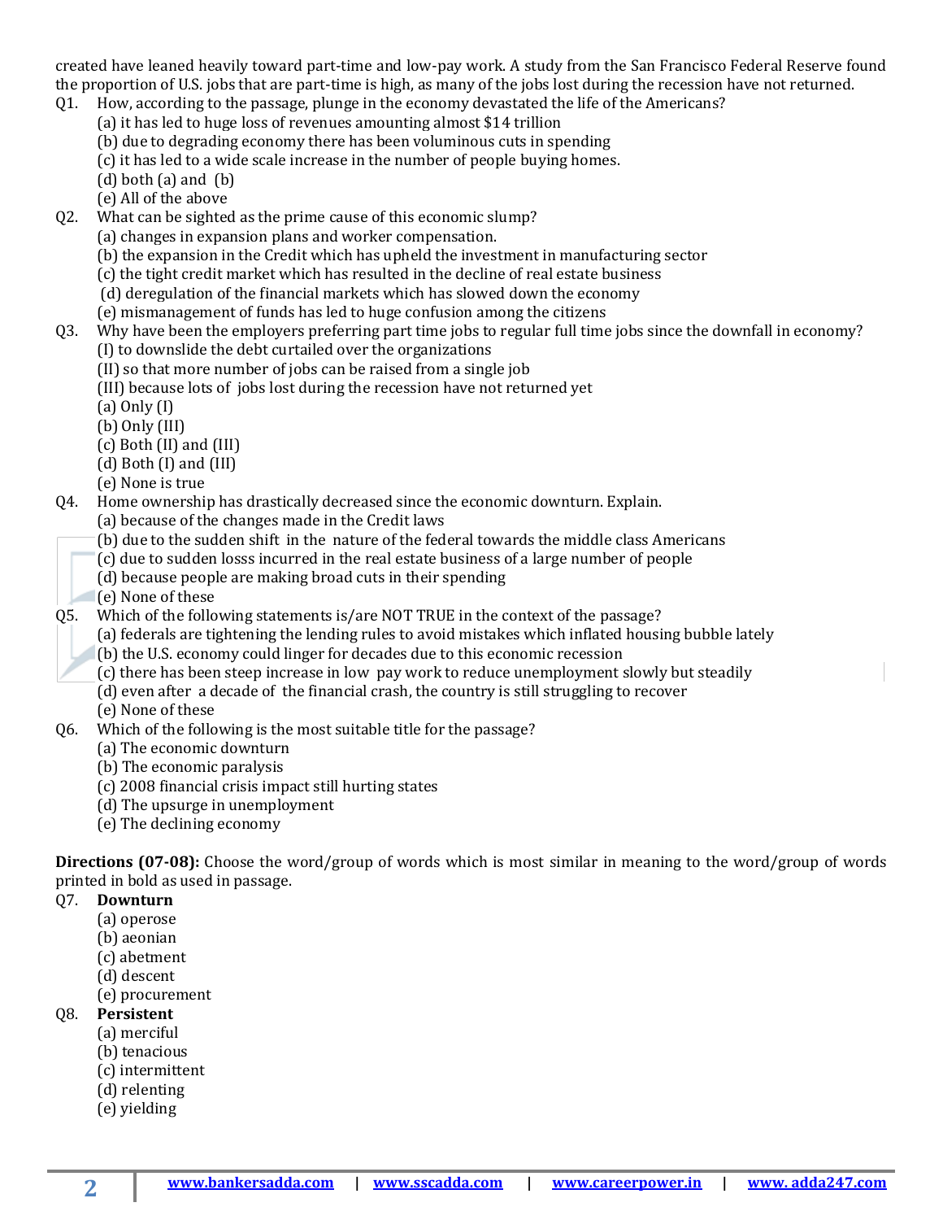created have leaned heavily toward part-time and low-pay work. A study from the San Francisco Federal Reserve found the proportion of U.S. jobs that are part-time is high, as many of the jobs lost during the recession have not returned.

Q1. How, according to the passage, plunge in the economy devastated the life of the Americans?
(a) it has led to huge loss of revenues amounting almost $14 trillion
(b) due to degrading economy there has been voluminous cuts in spending
(c) it has led to a wide scale increase in the number of people buying homes.
(d) both (a) and (b)
(e) All of the above

Q2. What can be sighted as the prime cause of this economic slump?
(a) changes in expansion plans and worker compensation.
(b) the expansion in the Credit which has upheld the investment in manufacturing sector
(c) the tight credit market which has resulted in the decline of real estate business
(d) deregulation of the financial markets which has slowed down the economy
(e) mismanagement of funds has led to huge confusion among the citizens

Q3. Why have been the employers preferring part time jobs to regular full time jobs since the downfall in economy?
(I) to downslide the debt curtailed over the organizations
(II) so that more number of jobs can be raised from a single job
(III) because lots of jobs lost during the recession have not returned yet
(a) Only (I)
(b) Only (III)
(c) Both (II) and (III)
(d) Both (I) and (III)
(e) None is true

Q4. Home ownership has drastically decreased since the economic downturn. Explain.
(a) because of the changes made in the Credit laws
(b) due to the sudden shift in the nature of the federal towards the middle class Americans
(c) due to sudden losss incurred in the real estate business of a large number of people
(d) because people are making broad cuts in their spending
(e) None of these

Q5. Which of the following statements is/are NOT TRUE in the context of the passage?
(a) federals are tightening the lending rules to avoid mistakes which inflated housing bubble lately
(b) the U.S. economy could linger for decades due to this economic recession
(c) there has been steep increase in low pay work to reduce unemployment slowly but steadily
(d) even after a decade of the financial crash, the country is still struggling to recover
(e) None of these

Q6. Which of the following is the most suitable title for the passage?
(a) The economic downturn
(b) The economic paralysis
(c) 2008 financial crisis impact still hurting states
(d) The upsurge in unemployment
(e) The declining economy

**Directions (07-08):** Choose the word/group of words which is most similar in meaning to the word/group of words printed in bold as used in passage.

Q7. **Downturn**
(a) operose
(b) aeonian
(c) abetment
(d) descent
(e) procurement

Q8. **Persistent**
(a) merciful
(b) tenacious
(c) intermittent
(d) relenting
(e) yielding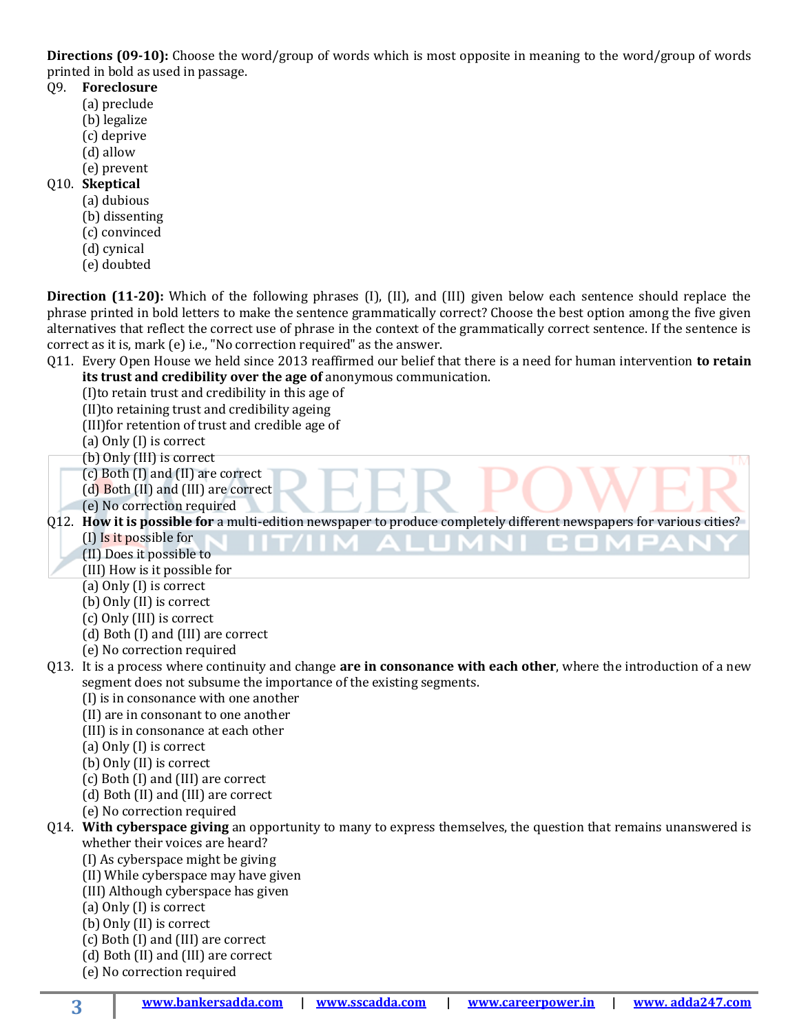**Directions (09-10):** Choose the word/group of words which is most opposite in meaning to the word/group of words printed in bold as used in passage.

Q9. **Foreclosure**
(a) preclude
(b) legalize
(c) deprive
(d) allow
(e) prevent

Q10. **Skeptical**
(a) dubious
(b) dissenting
(c) convinced
(d) cynical
(e) doubted

**Direction (11-20):** Which of the following phrases (I), (II), and (III) given below each sentence should replace the phrase printed in bold letters to make the sentence grammatically correct? Choose the best option among the five given alternatives that reflect the correct use of phrase in the context of the grammatically correct sentence. If the sentence is correct as it is, mark (e) i.e., "No correction required" as the answer.

Q11. Every Open House we held since 2013 reaffirmed our belief that there is a need for human intervention **to retain its trust and credibility over the age of** anonymous communication.
(I)to retain trust and credibility in this age of
(II)to retaining trust and credibility ageing
(III)for retention of trust and credible age of
(a) Only (I) is correct
(b) Only (III) is correct
(c) Both (I) and (II) are correct
(d) Both (II) and (III) are correct
(e) No correction required

Q12. **How it is possible for** a multi-edition newspaper to produce completely different newspapers for various cities?
(I) Is it possible for
(II) Does it possible to
(III) How is it possible for
(a) Only (I) is correct
(b) Only (II) is correct
(c) Only (III) is correct
(d) Both (I) and (III) are correct
(e) No correction required

Q13. It is a process where continuity and change **are in consonance with each other**, where the introduction of a new segment does not subsume the importance of the existing segments.
(I) is in consonance with one another
(II) are in consonant to one another
(III) is in consonance at each other
(a) Only (I) is correct
(b) Only (II) is correct
(c) Both (I) and (III) are correct
(d) Both (II) and (III) are correct
(e) No correction required

Q14. **With cyberspace giving** an opportunity to many to express themselves, the question that remains unanswered is whether their voices are heard?
(I) As cyberspace might be giving
(II) While cyberspace may have given
(III) Although cyberspace has given
(a) Only (I) is correct
(b) Only (II) is correct
(c) Both (I) and (III) are correct
(d) Both (II) and (III) are correct
(e) No correction required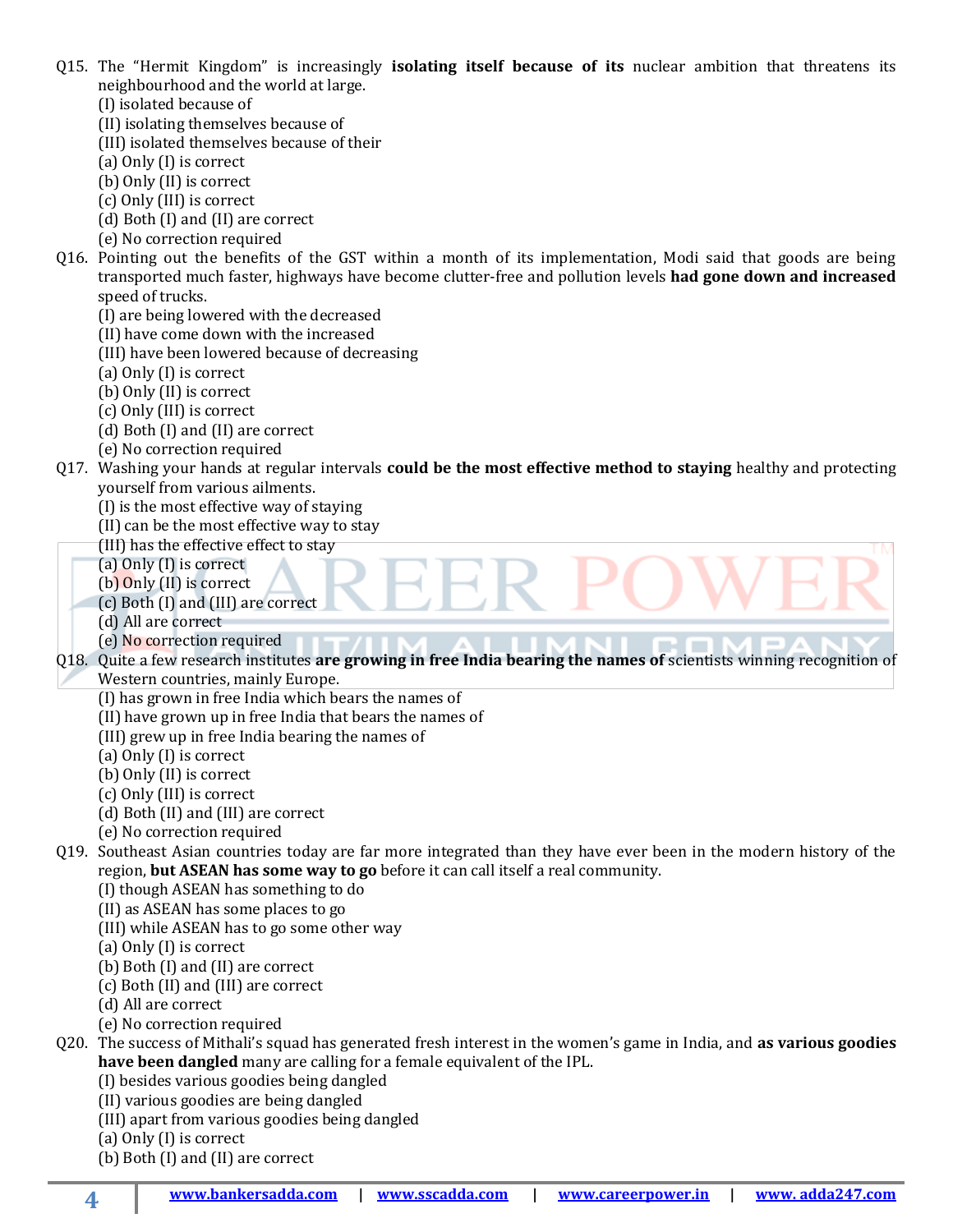Q15. The "Hermit Kingdom" is increasingly **isolating itself because of its** nuclear ambition that threatens its neighbourhood and the world at large.

(I) isolated because of
(II) isolating themselves because of
(III) isolated themselves because of their
(a) Only (I) is correct
(b) Only (II) is correct
(c) Only (III) is correct
(d) Both (I) and (II) are correct
(e) No correction required

Q16. Pointing out the benefits of the GST within a month of its implementation, Modi said that goods are being transported much faster, highways have become clutter-free and pollution levels **had gone down and increased** speed of trucks.

(I) are being lowered with the decreased
(II) have come down with the increased
(III) have been lowered because of decreasing
(a) Only (I) is correct
(b) Only (II) is correct
(c) Only (III) is correct
(d) Both (I) and (II) are correct
(e) No correction required

Q17. Washing your hands at regular intervals **could be the most effective method to staying** healthy and protecting yourself from various ailments.

(I) is the most effective way of staying
(II) can be the most effective way to stay
(III) has the effective effect to stay
(a) Only (I) is correct
(b) Only (II) is correct
(c) Both (I) and (III) are correct
(d) All are correct
(e) No correction required

Q18. Quite a few research institutes **are growing in free India bearing the names of** scientists winning recognition of Western countries, mainly Europe.

(I) has grown in free India which bears the names of
(II) have grown up in free India that bears the names of
(III) grew up in free India bearing the names of
(a) Only (I) is correct
(b) Only (II) is correct
(c) Only (III) is correct
(d) Both (II) and (III) are correct
(e) No correction required

Q19. Southeast Asian countries today are far more integrated than they have ever been in the modern history of the region, **but ASEAN has some way to go** before it can call itself a real community.

(I) though ASEAN has something to do
(II) as ASEAN has some places to go
(III) while ASEAN has to go some other way
(a) Only (I) is correct
(b) Both (I) and (II) are correct
(c) Both (II) and (III) are correct
(d) All are correct
(e) No correction required

Q20. The success of Mithali's squad has generated fresh interest in the women's game in India, and **as various goodies have been dangled** many are calling for a female equivalent of the IPL.

(I) besides various goodies being dangled
(II) various goodies are being dangled
(III) apart from various goodies being dangled
(a) Only (I) is correct
(b) Both (I) and (II) are correct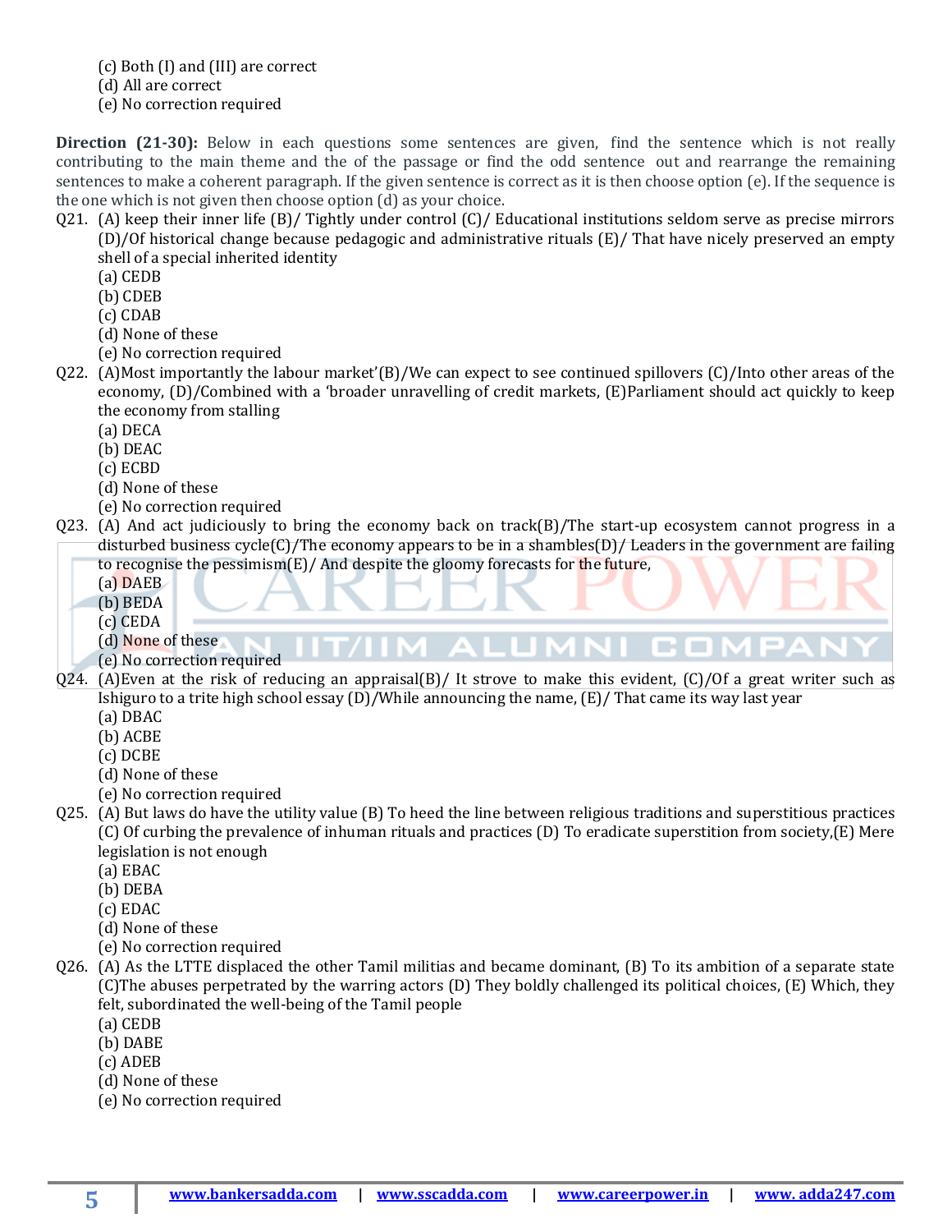(c) Both (I) and (III) are correct
(d) All are correct
(e) No correction required

**Direction (21-30):** Below in each questions some sentences are given, find the sentence which is not really contributing to the main theme and the of the passage or find the odd sentence out and rearrange the remaining sentences to make a coherent paragraph. If the given sentence is correct as it is then choose option (e). If the sequence is the one which is not given then choose option (d) as your choice.

Q21. (A) keep their inner life (B)/ Tightly under control (C)/ Educational institutions seldom serve as precise mirrors (D)/Of historical change because pedagogic and administrative rituals (E)/ That have nicely preserved an empty shell of a special inherited identity
(a) CEDB
(b) CDEB
(c) CDAB
(d) None of these
(e) No correction required

Q22. (A)Most importantly the labour market'(B)/We can expect to see continued spillovers (C)/Into other areas of the economy, (D)/Combined with a 'broader unravelling of credit markets, (E)Parliament should act quickly to keep the economy from stalling
(a) DECA
(b) DEAC
(c) ECBD
(d) None of these
(e) No correction required

Q23. (A) And act judiciously to bring the economy back on track(B)/The start-up ecosystem cannot progress in a disturbed business cycle(C)/The economy appears to be in a shambles(D)/ Leaders in the government are failing to recognise the pessimism(E)/ And despite the gloomy forecasts for the future,
(a) DAEB
(b) BEDA
(c) CEDA
(d) None of these
(e) No correction required

Q24. (A)Even at the risk of reducing an appraisal(B)/ It strove to make this evident, (C)/Of a great writer such as Ishiguro to a trite high school essay (D)/While announcing the name, (E)/ That came its way last year
(a) DBAC
(b) ACBE
(c) DCBE
(d) None of these
(e) No correction required

Q25. (A) But laws do have the utility value (B) To heed the line between religious traditions and superstitious practices (C) Of curbing the prevalence of inhuman rituals and practices (D) To eradicate superstition from society,(E) Mere legislation is not enough
(a) EBAC
(b) DEBA
(c) EDAC
(d) None of these
(e) No correction required

Q26. (A) As the LTTE displaced the other Tamil militias and became dominant, (B) To its ambition of a separate state (C)The abuses perpetrated by the warring actors (D) They boldly challenged its political choices, (E) Which, they felt, subordinated the well-being of the Tamil people
(a) CEDB
(b) DABE
(c) ADEB
(d) None of these
(e) No correction required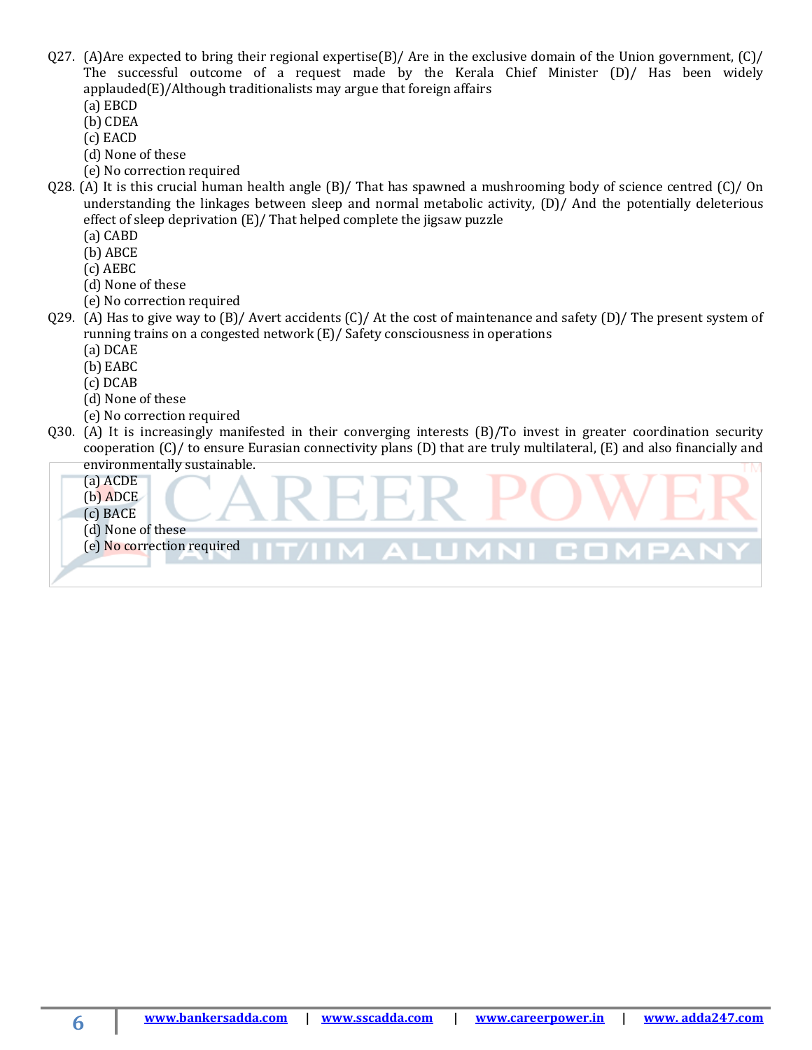Q27. (A)Are expected to bring their regional expertise(B)/ Are in the exclusive domain of the Union government, (C)/ The successful outcome of a request made by the Kerala Chief Minister (D)/ Has been widely applauded(E)/Although traditionalists may argue that foreign affairs

(a) EBCD
(b) CDEA
(c) EACD
(d) None of these
(e) No correction required

Q28. (A) It is this crucial human health angle (B)/ That has spawned a mushrooming body of science centred (C)/ On understanding the linkages between sleep and normal metabolic activity, (D)/ And the potentially deleterious effect of sleep deprivation (E)/ That helped complete the jigsaw puzzle

(a) CABD
(b) ABCE
(c) AEBC
(d) None of these
(e) No correction required

Q29. (A) Has to give way to (B)/ Avert accidents (C)/ At the cost of maintenance and safety (D)/ The present system of running trains on a congested network (E)/ Safety consciousness in operations

(a) DCAE
(b) EABC
(c) DCAB
(d) None of these
(e) No correction required

Q30. (A) It is increasingly manifested in their converging interests (B)/To invest in greater coordination security cooperation (C)/ to ensure Eurasian connectivity plans (D) that are truly multilateral, (E) and also financially and environmentally sustainable.

(a) ACDE
(b) ADCE
(c) BACE
(d) None of these
(e) No correction required